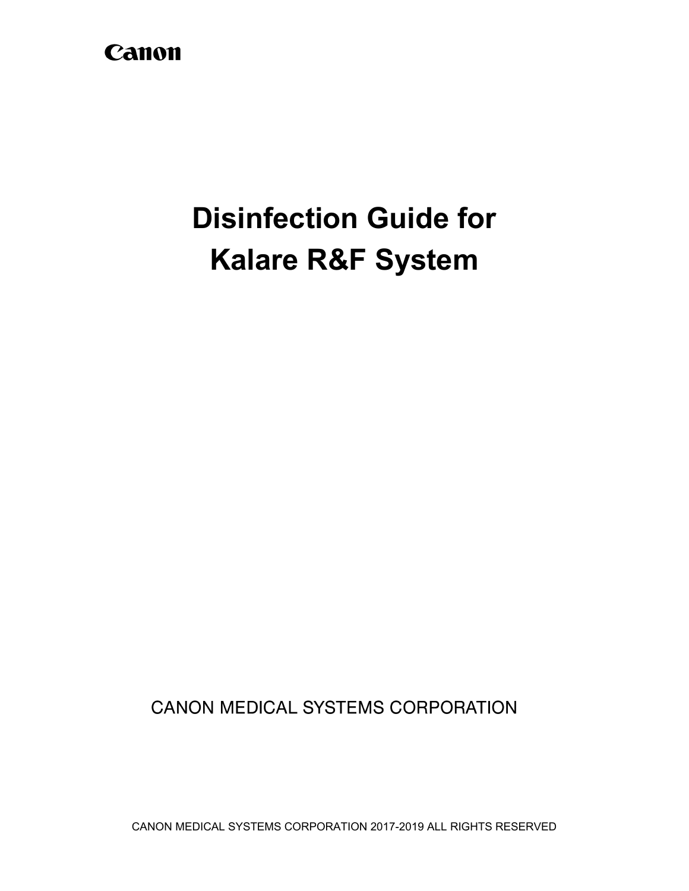Canon

# Disinfection Guide for Kalare R&F System

CANON MEDICAL SYSTEMS CORPORATION

CANON MEDICAL SYSTEMS CORPORATION 2017-2019 ALL RIGHTS RESERVED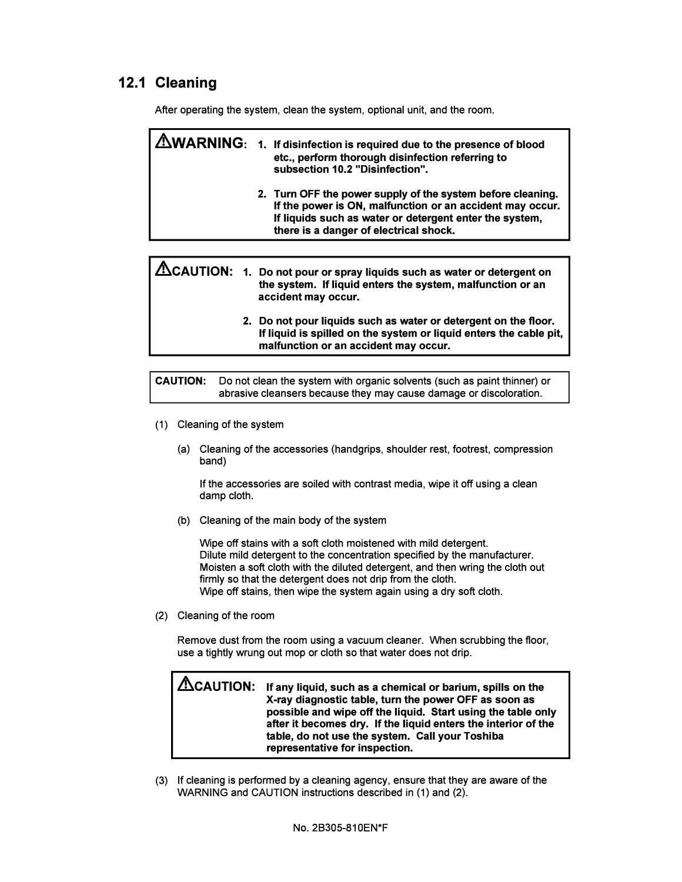## 12.1 Cleaning

After operating the system, clean the system, optional unit, and the room.

> ⚠**WARNING:**
> 1. **If disinfection is required due to the presence of blood etc., perform thorough disinfection referring to subsection 10.2 "Disinfection".**
> 2. **Turn OFF the power supply of the system before cleaning. If the power is ON, malfunction or an accident may occur. If liquids such as water or detergent enter the system, there is a danger of electrical shock.**

> ⚠**CAUTION:**
> 1. **Do not pour or spray liquids such as water or detergent on the system. If liquid enters the system, malfunction or an accident may occur.**
> 2. **Do not pour liquids such as water or detergent on the floor. If liquid is spilled on the system or liquid enters the cable pit, malfunction or an accident may occur.**

> **CAUTION:** Do not clean the system with organic solvents (such as paint thinner) or abrasive cleansers because they may cause damage or discoloration.

(1) Cleaning of the system

(a) Cleaning of the accessories (handgrips, shoulder rest, footrest, compression band)

If the accessories are soiled with contrast media, wipe it off using a clean damp cloth.

(b) Cleaning of the main body of the system

Wipe off stains with a soft cloth moistened with mild detergent.
Dilute mild detergent to the concentration specified by the manufacturer.
Moisten a soft cloth with the diluted detergent, and then wring the cloth out firmly so that the detergent does not drip from the cloth.
Wipe off stains, then wipe the system again using a dry soft cloth.

(2) Cleaning of the room

Remove dust from the room using a vacuum cleaner. When scrubbing the floor, use a tightly wrung out mop or cloth so that water does not drip.

> ⚠**CAUTION:** **If any liquid, such as a chemical or barium, spills on the X-ray diagnostic table, turn the power OFF as soon as possible and wipe off the liquid. Start using the table only after it becomes dry. If the liquid enters the interior of the table, do not use the system. Call your Toshiba representative for inspection.**

(3) If cleaning is performed by a cleaning agency, ensure that they are aware of the WARNING and CAUTION instructions described in (1) and (2).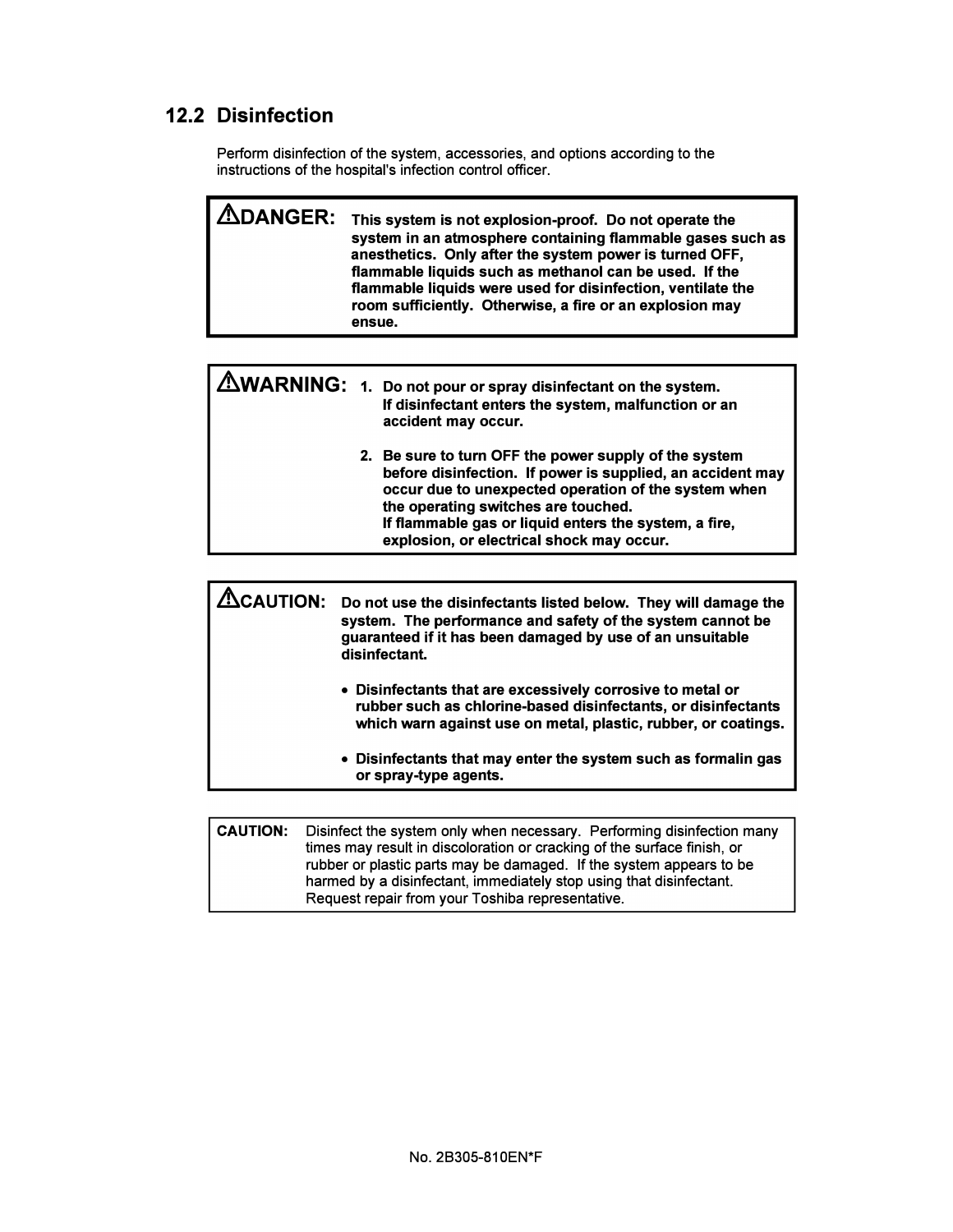## 12.2 Disinfection

Perform disinfection of the system, accessories, and options according to the instructions of the hospital's infection control officer.

> ⚠**DANGER:** **This system is not explosion-proof. Do not operate the system in an atmosphere containing flammable gases such as anesthetics. Only after the system power is turned OFF, flammable liquids such as methanol can be used. If the flammable liquids were used for disinfection, ventilate the room sufficiently. Otherwise, a fire or an explosion may ensue.**

> ⚠**WARNING:**
>
> 1. **Do not pour or spray disinfectant on the system.**
>    **If disinfectant enters the system, malfunction or an accident may occur.**
> 2. **Be sure to turn OFF the power supply of the system before disinfection. If power is supplied, an accident may occur due to unexpected operation of the system when the operating switches are touched.**
>    **If flammable gas or liquid enters the system, a fire, explosion, or electrical shock may occur.**

> ⚠**CAUTION:** **Do not use the disinfectants listed below. They will damage the system. The performance and safety of the system cannot be guaranteed if it has been damaged by use of an unsuitable disinfectant.**
>
> - **Disinfectants that are excessively corrosive to metal or rubber such as chlorine-based disinfectants, or disinfectants which warn against use on metal, plastic, rubber, or coatings.**
> - **Disinfectants that may enter the system such as formalin gas or spray-type agents.**

> **CAUTION:** Disinfect the system only when necessary. Performing disinfection many times may result in discoloration or cracking of the surface finish, or rubber or plastic parts may be damaged. If the system appears to be harmed by a disinfectant, immediately stop using that disinfectant. Request repair from your Toshiba representative.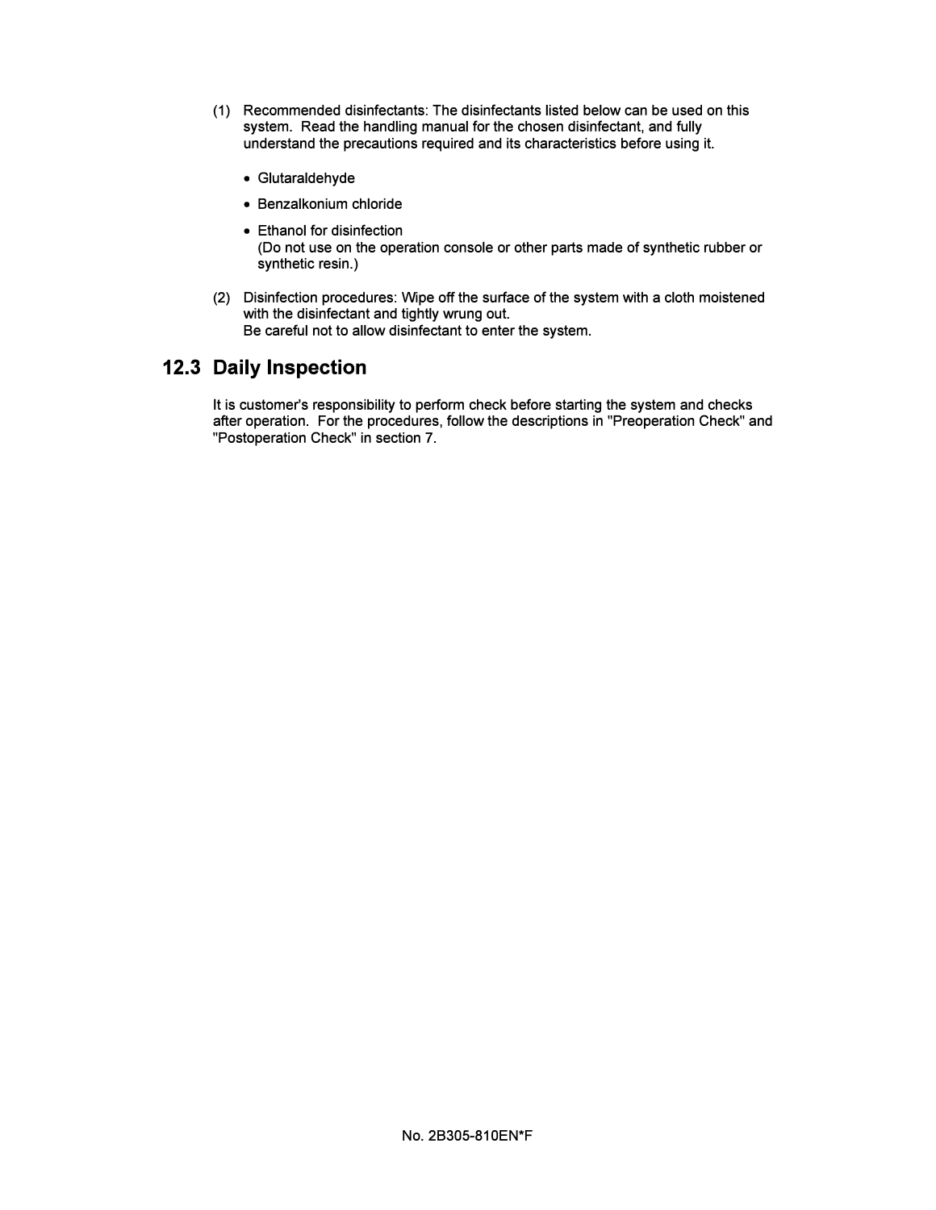(1) Recommended disinfectants: The disinfectants listed below can be used on this system. Read the handling manual for the chosen disinfectant, and fully understand the precautions required and its characteristics before using it.

- Glutaraldehyde
- Benzalkonium chloride
- Ethanol for disinfection
  (Do not use on the operation console or other parts made of synthetic rubber or synthetic resin.)

(2) Disinfection procedures: Wipe off the surface of the system with a cloth moistened with the disinfectant and tightly wrung out.
Be careful not to allow disinfectant to enter the system.

## 12.3 Daily Inspection

It is customer's responsibility to perform check before starting the system and checks after operation. For the procedures, follow the descriptions in "Preoperation Check" and "Postoperation Check" in section 7.